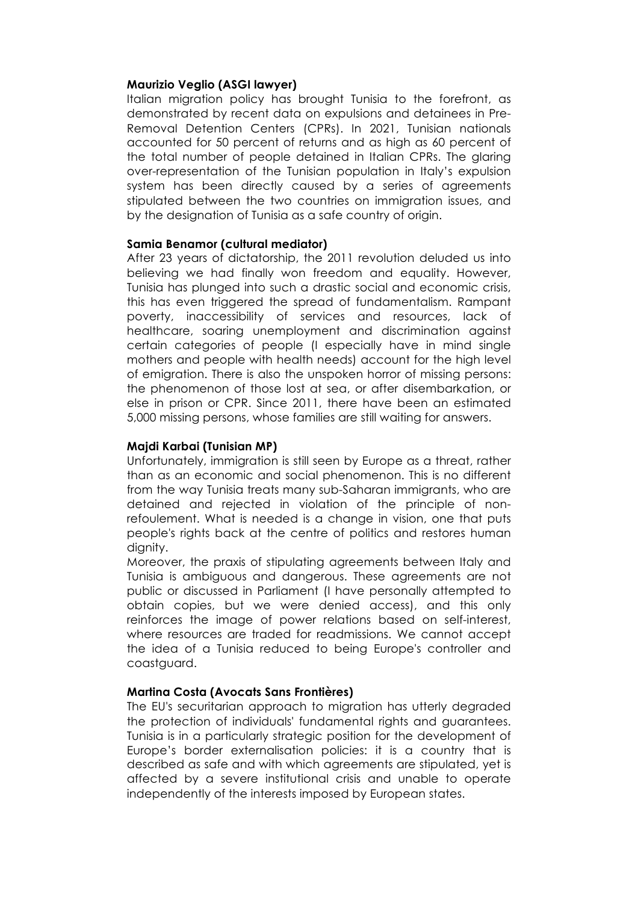**Maurizio Veglio (ASGI lawyer)**

Italian migration policy has brought Tunisia to the forefront, as demonstrated by recent data on expulsions and detainees in Pre-Removal Detention Centers (CPRs). In 2021, Tunisian nationals accounted for 50 percent of returns and as high as 60 percent of the total number of people detained in Italian CPRs. The glaring over-representation of the Tunisian population in Italy's expulsion system has been directly caused by a series of agreements stipulated between the two countries on immigration issues, and by the designation of Tunisia as a safe country of origin.

**Samia Benamor (cultural mediator)**

After 23 years of dictatorship, the 2011 revolution deluded us into believing we had finally won freedom and equality. However, Tunisia has plunged into such a drastic social and economic crisis, this has even triggered the spread of fundamentalism. Rampant poverty, inaccessibility of services and resources, lack of healthcare, soaring unemployment and discrimination against certain categories of people (I especially have in mind single mothers and people with health needs) account for the high level of emigration. There is also the unspoken horror of missing persons: the phenomenon of those lost at sea, or after disembarkation, or else in prison or CPR. Since 2011, there have been an estimated 5,000 missing persons, whose families are still waiting for answers.

**Majdi Karbai (Tunisian MP)**

Unfortunately, immigration is still seen by Europe as a threat, rather than as an economic and social phenomenon. This is no different from the way Tunisia treats many sub-Saharan immigrants, who are detained and rejected in violation of the principle of non-refoulement. What is needed is a change in vision, one that puts people's rights back at the centre of politics and restores human dignity.

Moreover, the praxis of stipulating agreements between Italy and Tunisia is ambiguous and dangerous. These agreements are not public or discussed in Parliament (I have personally attempted to obtain copies, but we were denied access), and this only reinforces the image of power relations based on self-interest, where resources are traded for readmissions. We cannot accept the idea of a Tunisia reduced to being Europe's controller and coastguard.

**Martina Costa (Avocats Sans Frontières)**

The EU's securitarian approach to migration has utterly degraded the protection of individuals' fundamental rights and guarantees. Tunisia is in a particularly strategic position for the development of Europe's border externalisation policies: it is a country that is described as safe and with which agreements are stipulated, yet is affected by a severe institutional crisis and unable to operate independently of the interests imposed by European states.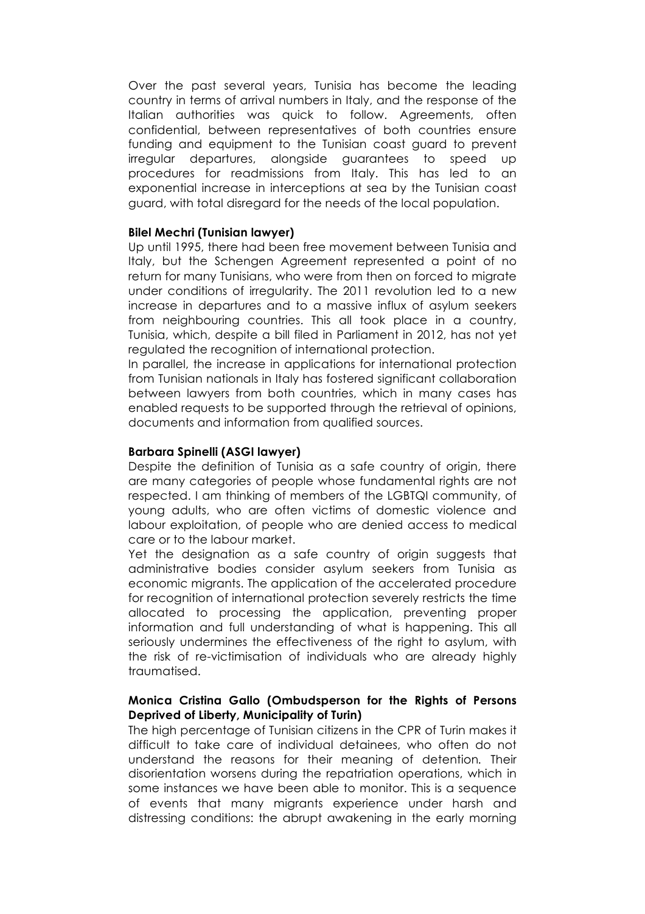Over the past several years, Tunisia has become the leading country in terms of arrival numbers in Italy, and the response of the Italian authorities was quick to follow. Agreements, often confidential, between representatives of both countries ensure funding and equipment to the Tunisian coast guard to prevent irregular departures, alongside guarantees to speed up procedures for readmissions from Italy. This has led to an exponential increase in interceptions at sea by the Tunisian coast guard, with total disregard for the needs of the local population.

**Bilel Mechri (Tunisian lawyer)**

Up until 1995, there had been free movement between Tunisia and Italy, but the Schengen Agreement represented a point of no return for many Tunisians, who were from then on forced to migrate under conditions of irregularity. The 2011 revolution led to a new increase in departures and to a massive influx of asylum seekers from neighbouring countries. This all took place in a country, Tunisia, which, despite a bill filed in Parliament in 2012, has not yet regulated the recognition of international protection.

In parallel, the increase in applications for international protection from Tunisian nationals in Italy has fostered significant collaboration between lawyers from both countries, which in many cases has enabled requests to be supported through the retrieval of opinions, documents and information from qualified sources.

**Barbara Spinelli (ASGI lawyer)**

Despite the definition of Tunisia as a safe country of origin, there are many categories of people whose fundamental rights are not respected. I am thinking of members of the LGBTQI community, of young adults, who are often victims of domestic violence and labour exploitation, of people who are denied access to medical care or to the labour market.

Yet the designation as a safe country of origin suggests that administrative bodies consider asylum seekers from Tunisia as economic migrants. The application of the accelerated procedure for recognition of international protection severely restricts the time allocated to processing the application, preventing proper information and full understanding of what is happening. This all seriously undermines the effectiveness of the right to asylum, with the risk of re-victimisation of individuals who are already highly traumatised.

**Monica Cristina Gallo (Ombudsperson for the Rights of Persons Deprived of Liberty, Municipality of Turin)**

The high percentage of Tunisian citizens in the CPR of Turin makes it difficult to take care of individual detainees, who often do not understand the reasons for their meaning of detention. Their disorientation worsens during the repatriation operations, which in some instances we have been able to monitor. This is a sequence of events that many migrants experience under harsh and distressing conditions: the abrupt awakening in the early morning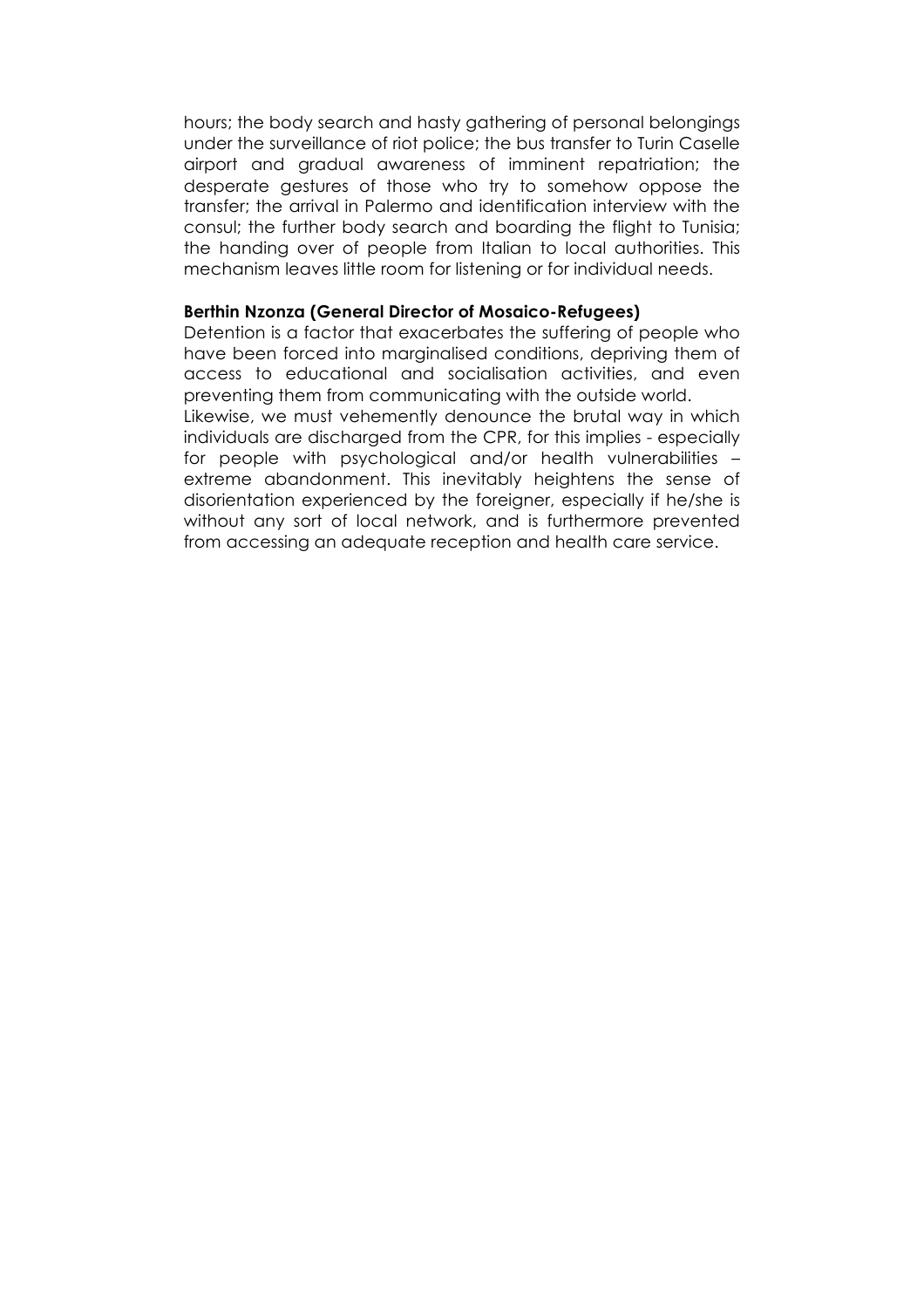hours; the body search and hasty gathering of personal belongings under the surveillance of riot police; the bus transfer to Turin Caselle airport and gradual awareness of imminent repatriation; the desperate gestures of those who try to somehow oppose the transfer; the arrival in Palermo and identification interview with the consul; the further body search and boarding the flight to Tunisia; the handing over of people from Italian to local authorities. This mechanism leaves little room for listening or for individual needs.

**Berthin Nzonza (General Director of Mosaico-Refugees)**

Detention is a factor that exacerbates the suffering of people who have been forced into marginalised conditions, depriving them of access to educational and socialisation activities, and even preventing them from communicating with the outside world.

Likewise, we must vehemently denounce the brutal way in which individuals are discharged from the CPR, for this implies - especially for people with psychological and/or health vulnerabilities – extreme abandonment. This inevitably heightens the sense of disorientation experienced by the foreigner, especially if he/she is without any sort of local network, and is furthermore prevented from accessing an adequate reception and health care service.